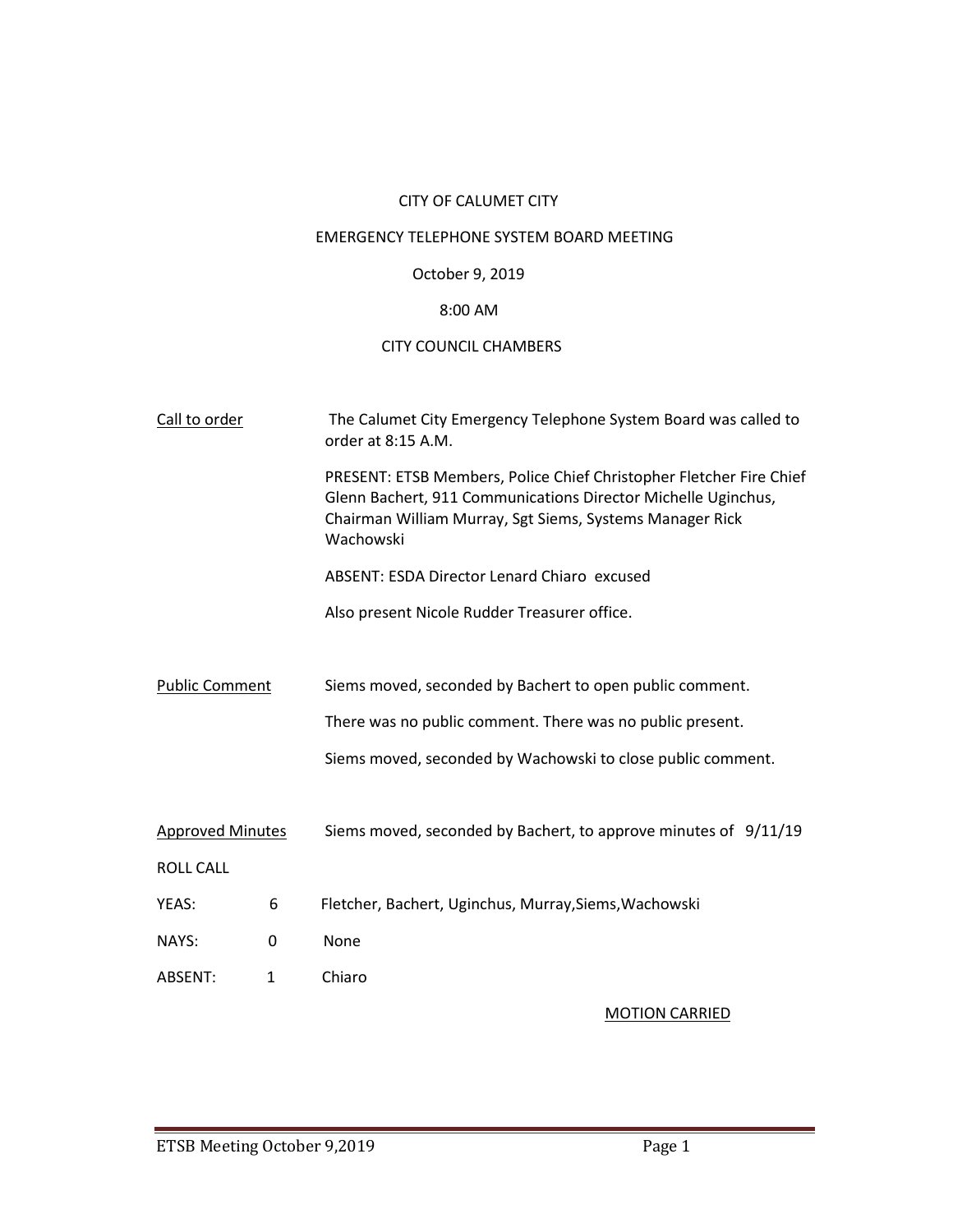CITY OF CALUMET CITY

EMERGENCY TELEPHONE SYSTEM BOARD MEETING

October 9, 2019

8:00 AM

CITY COUNCIL CHAMBERS

Call to order

The Calumet City Emergency Telephone System Board was called to order at 8:15 A.M.

PRESENT: ETSB Members, Police Chief Christopher Fletcher Fire Chief Glenn Bachert, 911 Communications Director Michelle Uginchus, Chairman William Murray, Sgt Siems, Systems Manager Rick Wachowski

ABSENT: ESDA Director Lenard Chiaro excused

Also present Nicole Rudder Treasurer office.

Public Comment

Siems moved, seconded by Bachert to open public comment.

There was no public comment. There was no public present.

Siems moved, seconded by Wachowski to close public comment.

Approved Minutes

Siems moved, seconded by Bachert, to approve minutes of 9/11/19

ROLL CALL

| | | |
|---|---|---|
| YEAS: | 6 | Fletcher, Bachert, Uginchus, Murray,Siems,Wachowski |
| NAYS: | 0 | None |
| ABSENT: | 1 | Chiaro |

MOTION CARRIED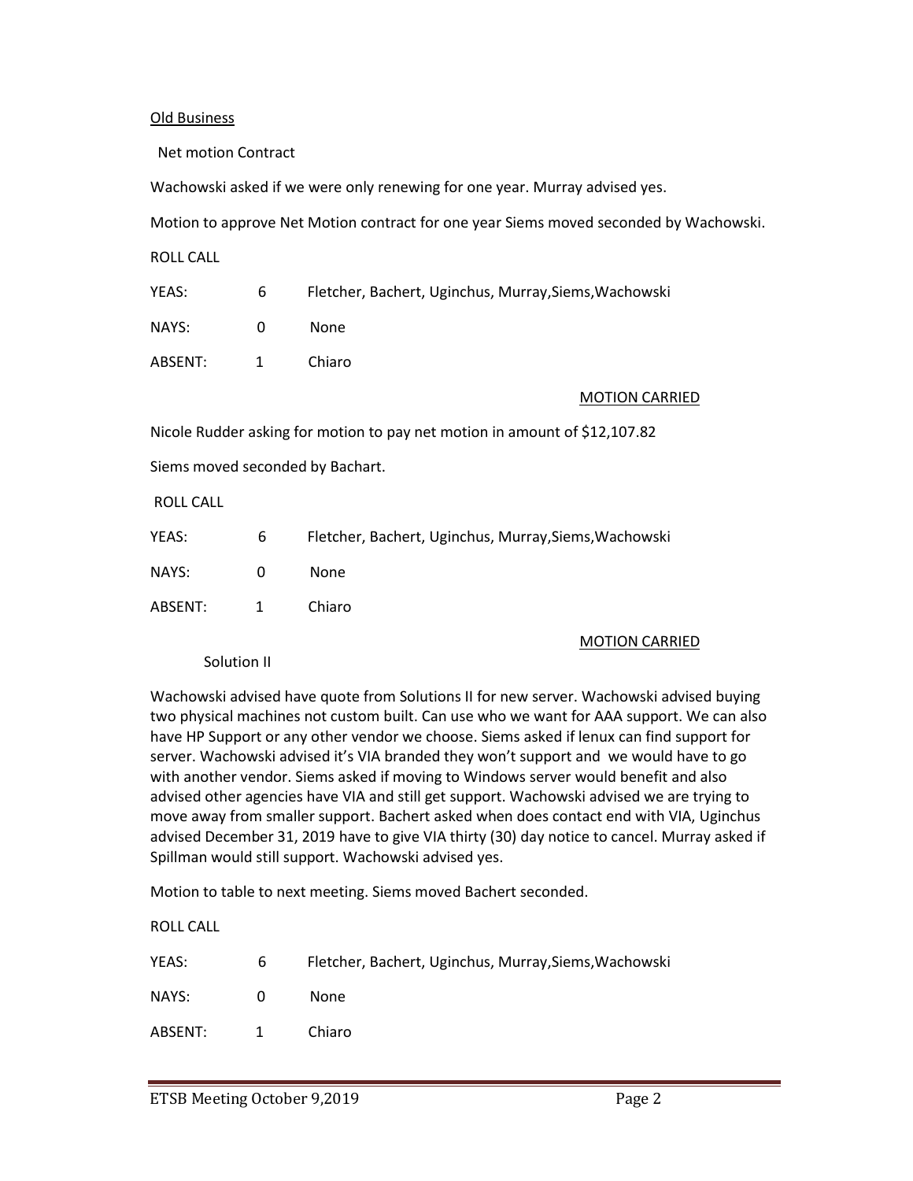Old Business

Net motion Contract

Wachowski asked if we were only renewing for one year. Murray advised yes.

Motion to approve Net Motion contract for one year Siems moved seconded by Wachowski.

ROLL CALL

| | | |
|---|---|---|
| YEAS: | 6 | Fletcher, Bachert, Uginchus, Murray,Siems,Wachowski |
| NAYS: | 0 | None |
| ABSENT: | 1 | Chiaro |

MOTION CARRIED

Nicole Rudder asking for motion to pay net motion in amount of $12,107.82

Siems moved seconded by Bachart.

ROLL CALL

| | | |
|---|---|---|
| YEAS: | 6 | Fletcher, Bachert, Uginchus, Murray,Siems,Wachowski |
| NAYS: | 0 | None |
| ABSENT: | 1 | Chiaro |

MOTION CARRIED

Solution II

Wachowski advised have quote from Solutions II for new server. Wachowski advised buying two physical machines not custom built. Can use who we want for AAA support. We can also have HP Support or any other vendor we choose. Siems asked if lenux can find support for server. Wachowski advised it's VIA branded they won't support and we would have to go with another vendor. Siems asked if moving to Windows server would benefit and also advised other agencies have VIA and still get support. Wachowski advised we are trying to move away from smaller support. Bachert asked when does contact end with VIA, Uginchus advised December 31, 2019 have to give VIA thirty (30) day notice to cancel. Murray asked if Spillman would still support. Wachowski advised yes.

Motion to table to next meeting. Siems moved Bachert seconded.

ROLL CALL

| | | |
|---|---|---|
| YEAS: | 6 | Fletcher, Bachert, Uginchus, Murray,Siems,Wachowski |
| NAYS: | 0 | None |
| ABSENT: | 1 | Chiaro |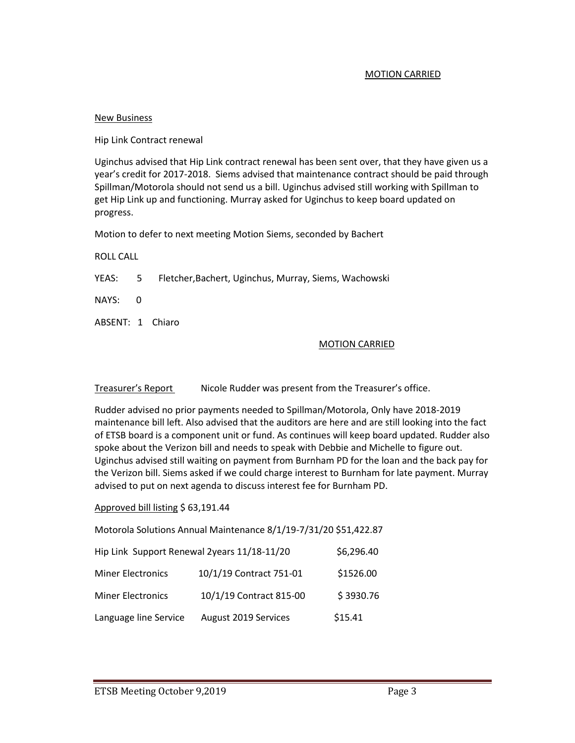MOTION CARRIED

New Business

Hip Link Contract renewal

Uginchus advised that Hip Link contract renewal has been sent over, that they have given us a year's credit for 2017-2018. Siems advised that maintenance contract should be paid through Spillman/Motorola should not send us a bill. Uginchus advised still working with Spillman to get Hip Link up and functioning. Murray asked for Uginchus to keep board updated on progress.

Motion to defer to next meeting Motion Siems, seconded by Bachert

ROLL CALL

YEAS: 5 Fletcher,Bachert, Uginchus, Murray, Siems, Wachowski

NAYS: 0

ABSENT: 1 Chiaro

MOTION CARRIED

Treasurer's Report Nicole Rudder was present from the Treasurer's office.

Rudder advised no prior payments needed to Spillman/Motorola, Only have 2018-2019 maintenance bill left. Also advised that the auditors are here and are still looking into the fact of ETSB board is a component unit or fund. As continues will keep board updated. Rudder also spoke about the Verizon bill and needs to speak with Debbie and Michelle to figure out. Uginchus advised still waiting on payment from Burnham PD for the loan and the back pay for the Verizon bill. Siems asked if we could charge interest to Burnham for late payment. Murray advised to put on next agenda to discuss interest fee for Burnham PD.

Approved bill listing $ 63,191.44

Motorola Solutions Annual Maintenance 8/1/19-7/31/20 $51,422.87

| | | |
|---|---|---|
| Hip Link Support Renewal 2years 11/18-11/20 | | $6,296.40 |
| Miner Electronics | 10/1/19 Contract 751-01 | $1526.00 |
| Miner Electronics | 10/1/19 Contract 815-00 | $ 3930.76 |
| Language line Service | August 2019 Services | $15.41 |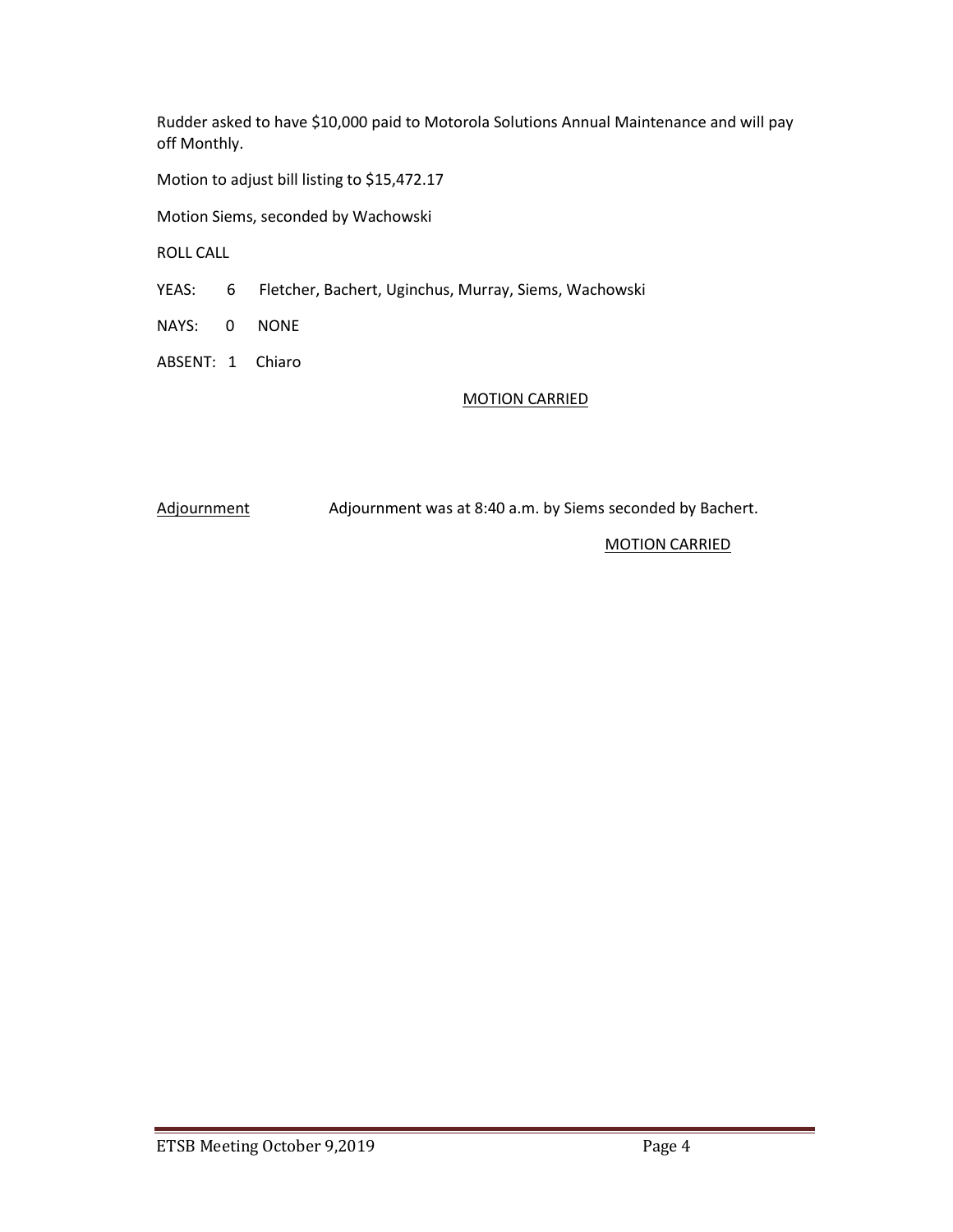Rudder asked to have $10,000 paid to Motorola Solutions Annual Maintenance and will pay off Monthly.

Motion to adjust bill listing to $15,472.17

Motion Siems, seconded by Wachowski

ROLL CALL

YEAS: 6 Fletcher, Bachert, Uginchus, Murray, Siems, Wachowski

NAYS: 0 NONE

ABSENT: 1 Chiaro

MOTION CARRIED

Adjournment — Adjournment was at 8:40 a.m. by Siems seconded by Bachert.

MOTION CARRIED